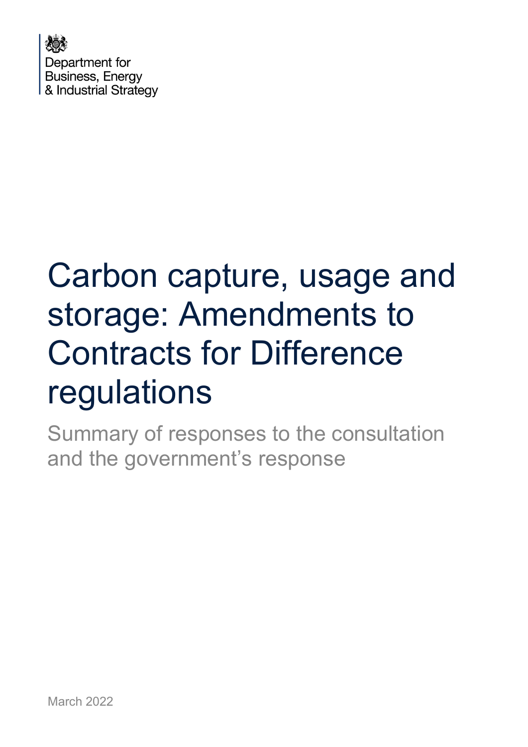Department for
Business, Energy
& Industrial Strategy

# Carbon capture, usage and storage: Amendments to Contracts for Difference regulations

## Summary of responses to the consultation and the government's response

March 2022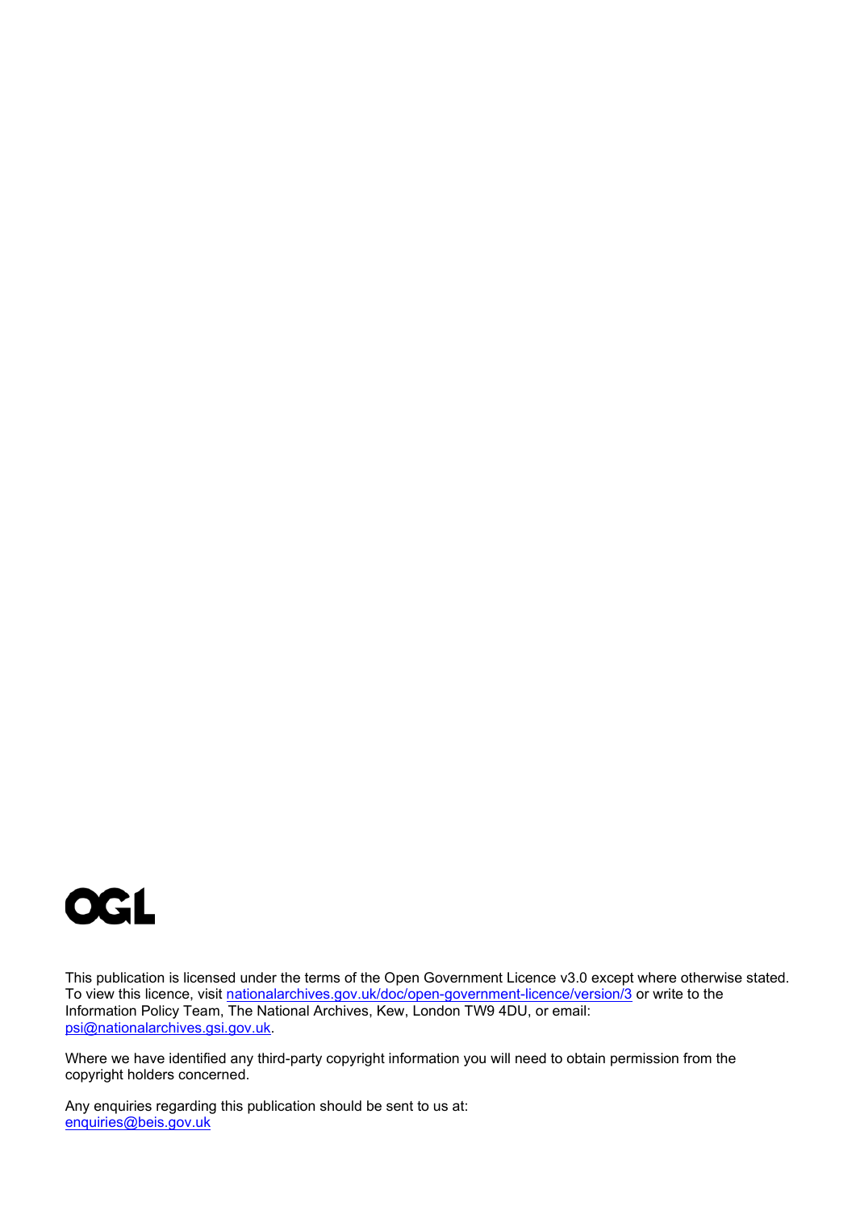OGL

This publication is licensed under the terms of the Open Government Licence v3.0 except where otherwise stated. To view this licence, visit nationalarchives.gov.uk/doc/open-government-licence/version/3 or write to the Information Policy Team, The National Archives, Kew, London TW9 4DU, or email: psi@nationalarchives.gsi.gov.uk.

Where we have identified any third-party copyright information you will need to obtain permission from the copyright holders concerned.

Any enquiries regarding this publication should be sent to us at: enquiries@beis.gov.uk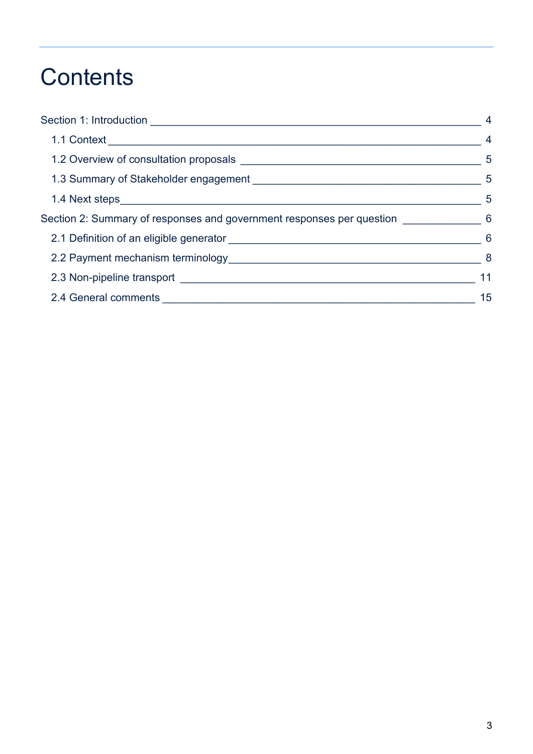# Contents

Section 1: Introduction ____ 4

- 1.1 Context ____ 4
- 1.2 Overview of consultation proposals ____ 5
- 1.3 Summary of Stakeholder engagement ____ 5
- 1.4 Next steps ____ 5

Section 2: Summary of responses and government responses per question ____ 6

- 2.1 Definition of an eligible generator ____ 6
- 2.2 Payment mechanism terminology ____ 8
- 2.3 Non-pipeline transport ____ 11
- 2.4 General comments ____ 15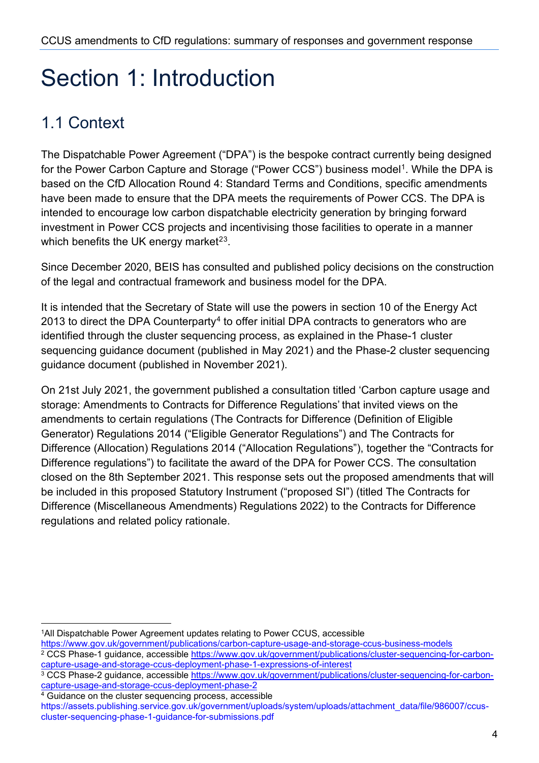# Section 1: Introduction

## 1.1 Context

The Dispatchable Power Agreement ("DPA") is the bespoke contract currently being designed for the Power Carbon Capture and Storage ("Power CCS") business model[1]. While the DPA is based on the CfD Allocation Round 4: Standard Terms and Conditions, specific amendments have been made to ensure that the DPA meets the requirements of Power CCS. The DPA is intended to encourage low carbon dispatchable electricity generation by bringing forward investment in Power CCS projects and incentivising those facilities to operate in a manner which benefits the UK energy market[2][3].

Since December 2020, BEIS has consulted and published policy decisions on the construction of the legal and contractual framework and business model for the DPA.

It is intended that the Secretary of State will use the powers in section 10 of the Energy Act 2013 to direct the DPA Counterparty[4] to offer initial DPA contracts to generators who are identified through the cluster sequencing process, as explained in the Phase-1 cluster sequencing guidance document (published in May 2021) and the Phase-2 cluster sequencing guidance document (published in November 2021).

On 21st July 2021, the government published a consultation titled 'Carbon capture usage and storage: Amendments to Contracts for Difference Regulations' that invited views on the amendments to certain regulations (The Contracts for Difference (Definition of Eligible Generator) Regulations 2014 ("Eligible Generator Regulations") and The Contracts for Difference (Allocation) Regulations 2014 ("Allocation Regulations"), together the "Contracts for Difference regulations") to facilitate the award of the DPA for Power CCS. The consultation closed on the 8th September 2021. This response sets out the proposed amendments that will be included in this proposed Statutory Instrument ("proposed SI") (titled The Contracts for Difference (Miscellaneous Amendments) Regulations 2022) to the Contracts for Difference regulations and related policy rationale.

---

[1] All Dispatchable Power Agreement updates relating to Power CCUS, accessible https://www.gov.uk/government/publications/carbon-capture-usage-and-storage-ccus-business-models

[2] CCS Phase-1 guidance, accessible https://www.gov.uk/government/publications/cluster-sequencing-for-carbon-capture-usage-and-storage-ccus-deployment-phase-1-expressions-of-interest

[3] CCS Phase-2 guidance, accessible https://www.gov.uk/government/publications/cluster-sequencing-for-carbon-capture-usage-and-storage-ccus-deployment-phase-2

[4] Guidance on the cluster sequencing process, accessible https://assets.publishing.service.gov.uk/government/uploads/system/uploads/attachment_data/file/986007/ccus-cluster-sequencing-phase-1-guidance-for-submissions.pdf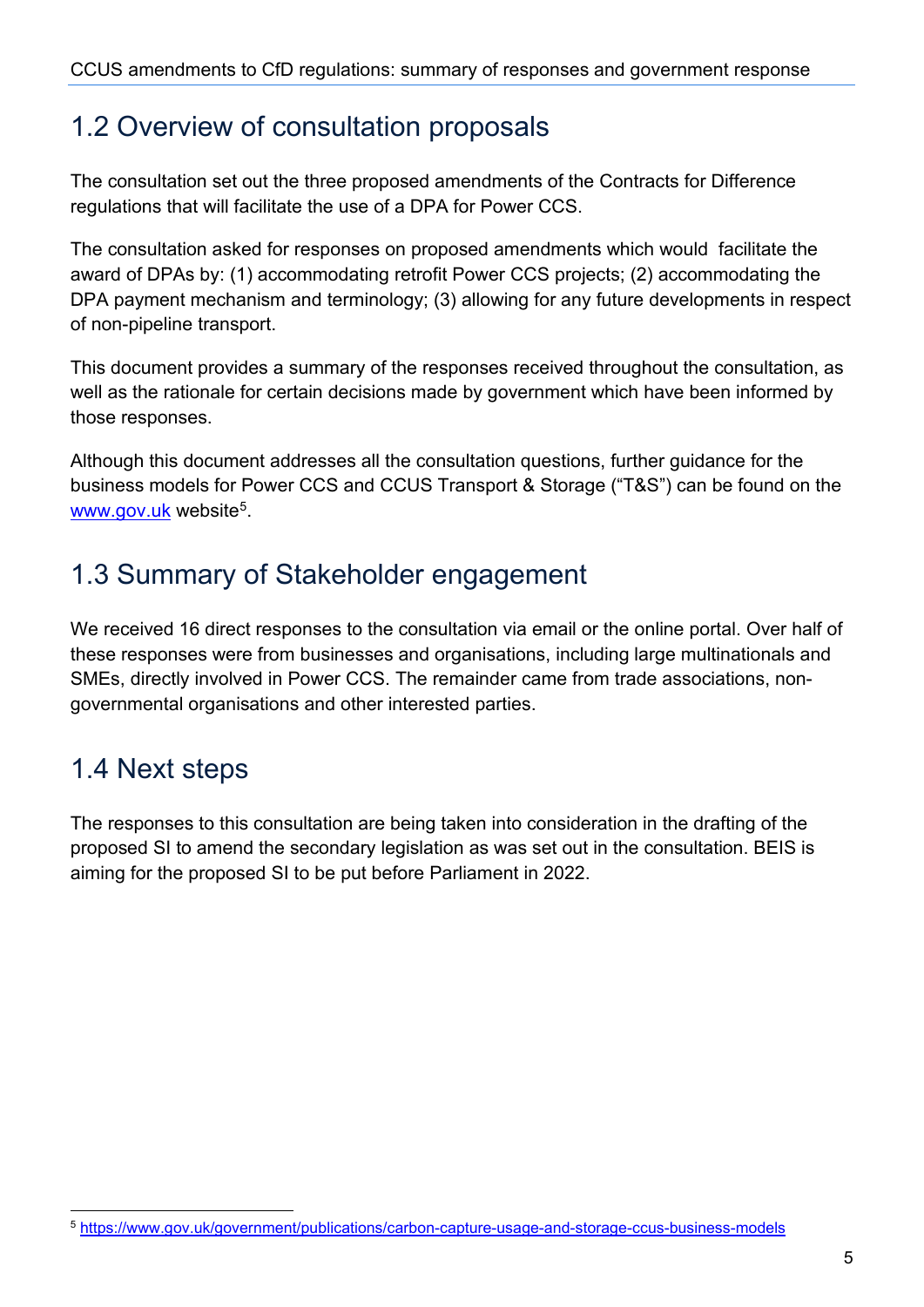## 1.2 Overview of consultation proposals

The consultation set out the three proposed amendments of the Contracts for Difference regulations that will facilitate the use of a DPA for Power CCS.

The consultation asked for responses on proposed amendments which would facilitate the award of DPAs by: (1) accommodating retrofit Power CCS projects; (2) accommodating the DPA payment mechanism and terminology; (3) allowing for any future developments in respect of non-pipeline transport.

This document provides a summary of the responses received throughout the consultation, as well as the rationale for certain decisions made by government which have been informed by those responses.

Although this document addresses all the consultation questions, further guidance for the business models for Power CCS and CCUS Transport & Storage ("T&S") can be found on the [www.gov.uk](https://www.gov.uk) website[5].

## 1.3 Summary of Stakeholder engagement

We received 16 direct responses to the consultation via email or the online portal. Over half of these responses were from businesses and organisations, including large multinationals and SMEs, directly involved in Power CCS. The remainder came from trade associations, non-governmental organisations and other interested parties.

## 1.4 Next steps

The responses to this consultation are being taken into consideration in the drafting of the proposed SI to amend the secondary legislation as was set out in the consultation. BEIS is aiming for the proposed SI to be put before Parliament in 2022.

---

[5] https://www.gov.uk/government/publications/carbon-capture-usage-and-storage-ccus-business-models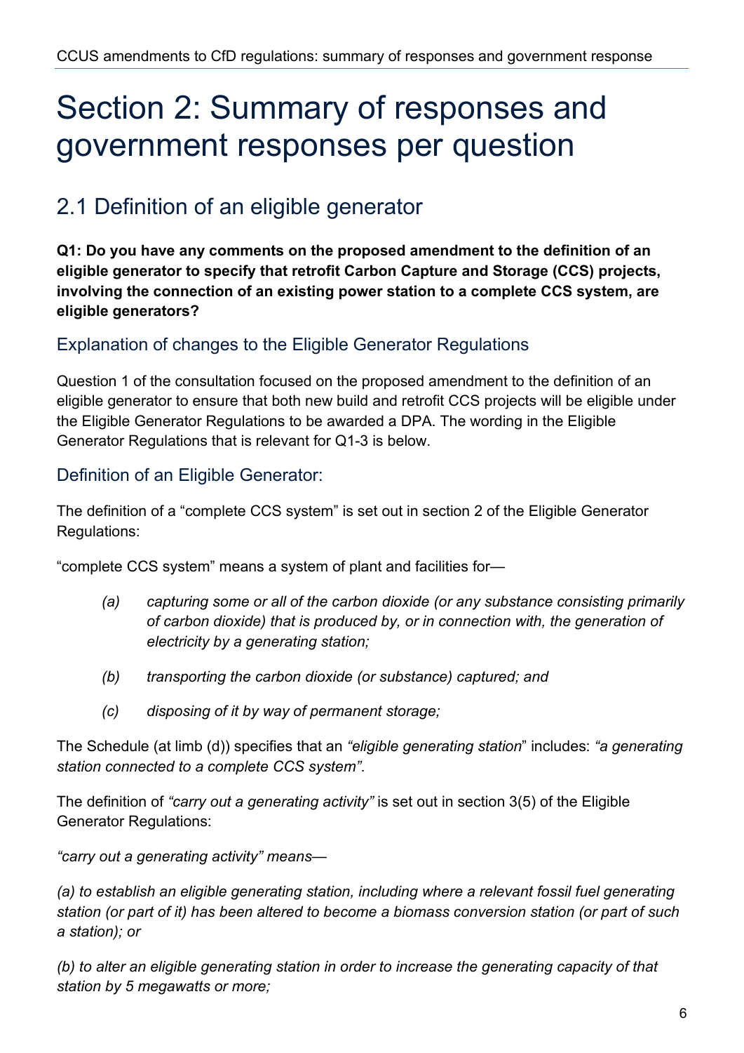# Section 2: Summary of responses and government responses per question

## 2.1 Definition of an eligible generator

**Q1: Do you have any comments on the proposed amendment to the definition of an eligible generator to specify that retrofit Carbon Capture and Storage (CCS) projects, involving the connection of an existing power station to a complete CCS system, are eligible generators?**

### Explanation of changes to the Eligible Generator Regulations

Question 1 of the consultation focused on the proposed amendment to the definition of an eligible generator to ensure that both new build and retrofit CCS projects will be eligible under the Eligible Generator Regulations to be awarded a DPA. The wording in the Eligible Generator Regulations that is relevant for Q1-3 is below.

### Definition of an Eligible Generator:

The definition of a "complete CCS system" is set out in section 2 of the Eligible Generator Regulations:

"complete CCS system" means a system of plant and facilities for—

*(a)* *capturing some or all of the carbon dioxide (or any substance consisting primarily of carbon dioxide) that is produced by, or in connection with, the generation of electricity by a generating station;*

*(b)* *transporting the carbon dioxide (or substance) captured; and*

*(c)* *disposing of it by way of permanent storage;*

The Schedule (at limb (d)) specifies that an *"eligible generating station"* includes: *"a generating station connected to a complete CCS system"*.

The definition of *"carry out a generating activity"* is set out in section 3(5) of the Eligible Generator Regulations:

*"carry out a generating activity" means—*

*(a) to establish an eligible generating station, including where a relevant fossil fuel generating station (or part of it) has been altered to become a biomass conversion station (or part of such a station); or*

*(b) to alter an eligible generating station in order to increase the generating capacity of that station by 5 megawatts or more;*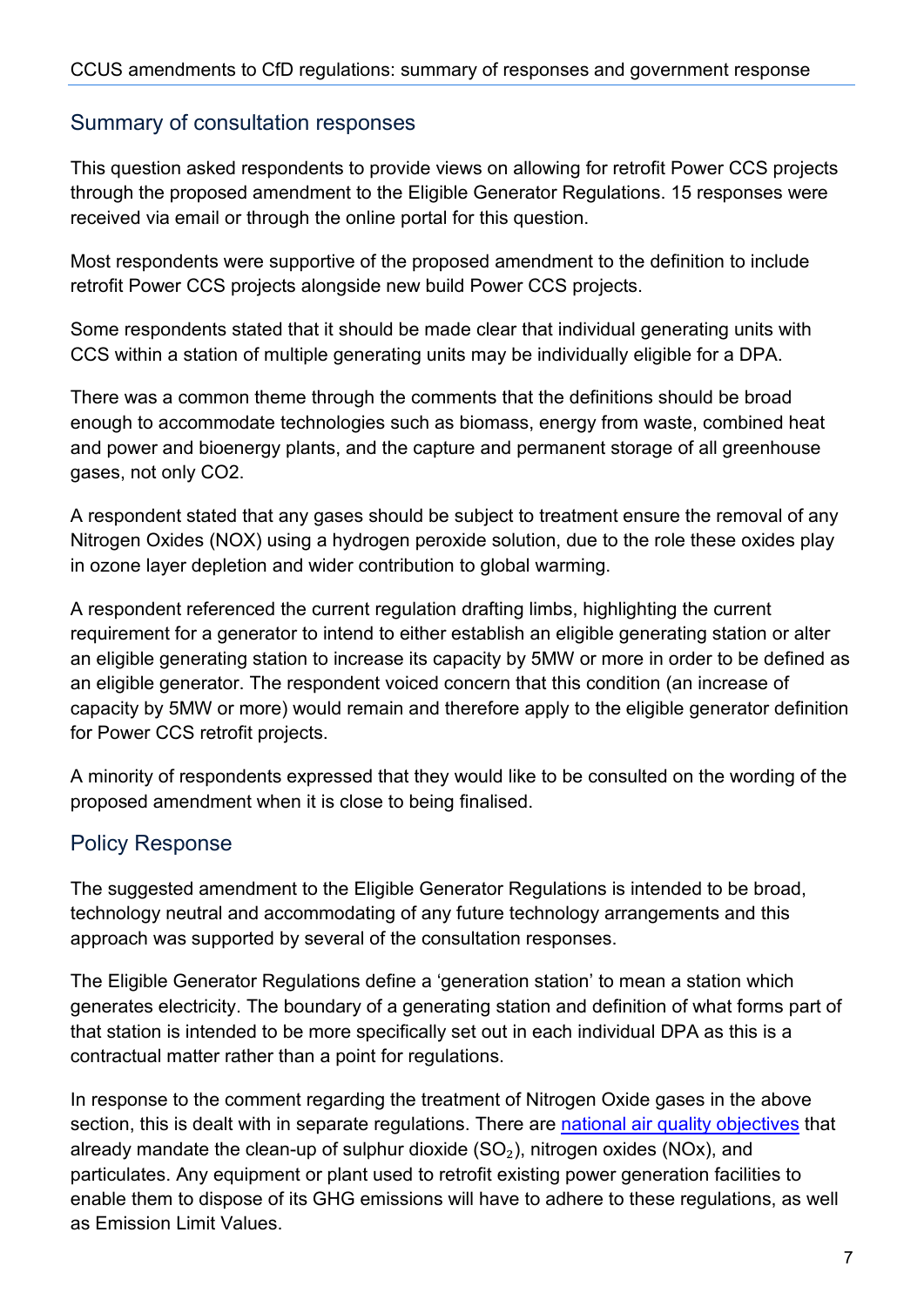## Summary of consultation responses

This question asked respondents to provide views on allowing for retrofit Power CCS projects through the proposed amendment to the Eligible Generator Regulations. 15 responses were received via email or through the online portal for this question.

Most respondents were supportive of the proposed amendment to the definition to include retrofit Power CCS projects alongside new build Power CCS projects.

Some respondents stated that it should be made clear that individual generating units with CCS within a station of multiple generating units may be individually eligible for a DPA.

There was a common theme through the comments that the definitions should be broad enough to accommodate technologies such as biomass, energy from waste, combined heat and power and bioenergy plants, and the capture and permanent storage of all greenhouse gases, not only CO2.

A respondent stated that any gases should be subject to treatment ensure the removal of any Nitrogen Oxides (NOX) using a hydrogen peroxide solution, due to the role these oxides play in ozone layer depletion and wider contribution to global warming.

A respondent referenced the current regulation drafting limbs, highlighting the current requirement for a generator to intend to either establish an eligible generating station or alter an eligible generating station to increase its capacity by 5MW or more in order to be defined as an eligible generator. The respondent voiced concern that this condition (an increase of capacity by 5MW or more) would remain and therefore apply to the eligible generator definition for Power CCS retrofit projects.

A minority of respondents expressed that they would like to be consulted on the wording of the proposed amendment when it is close to being finalised.

## Policy Response

The suggested amendment to the Eligible Generator Regulations is intended to be broad, technology neutral and accommodating of any future technology arrangements and this approach was supported by several of the consultation responses.

The Eligible Generator Regulations define a 'generation station' to mean a station which generates electricity. The boundary of a generating station and definition of what forms part of that station is intended to be more specifically set out in each individual DPA as this is a contractual matter rather than a point for regulations.

In response to the comment regarding the treatment of Nitrogen Oxide gases in the above section, this is dealt with in separate regulations. There are national air quality objectives that already mandate the clean-up of sulphur dioxide ($SO_2$), nitrogen oxides (NOx), and particulates. Any equipment or plant used to retrofit existing power generation facilities to enable them to dispose of its GHG emissions will have to adhere to these regulations, as well as Emission Limit Values.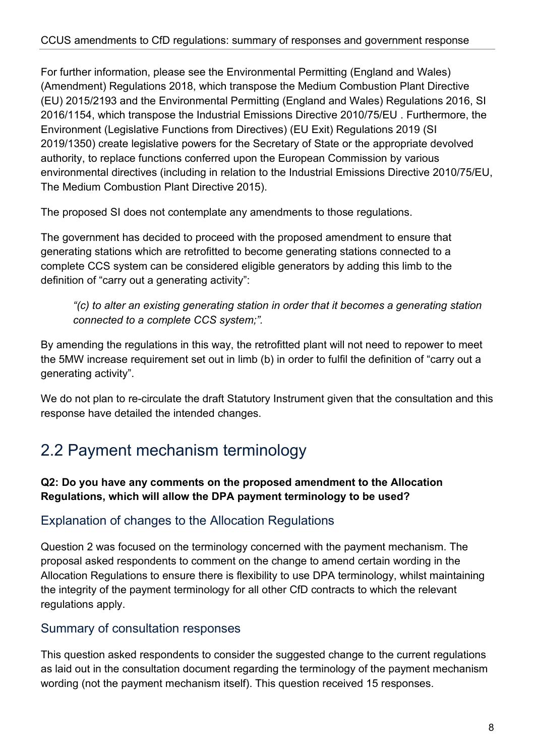For further information, please see the Environmental Permitting (England and Wales) (Amendment) Regulations 2018, which transpose the Medium Combustion Plant Directive (EU) 2015/2193 and the Environmental Permitting (England and Wales) Regulations 2016, SI 2016/1154, which transpose the Industrial Emissions Directive 2010/75/EU . Furthermore, the Environment (Legislative Functions from Directives) (EU Exit) Regulations 2019 (SI 2019/1350) create legislative powers for the Secretary of State or the appropriate devolved authority, to replace functions conferred upon the European Commission by various environmental directives (including in relation to the Industrial Emissions Directive 2010/75/EU, The Medium Combustion Plant Directive 2015).

The proposed SI does not contemplate any amendments to those regulations.

The government has decided to proceed with the proposed amendment to ensure that generating stations which are retrofitted to become generating stations connected to a complete CCS system can be considered eligible generators by adding this limb to the definition of "carry out a generating activity":

> *"(c) to alter an existing generating station in order that it becomes a generating station connected to a complete CCS system;".*

By amending the regulations in this way, the retrofitted plant will not need to repower to meet the 5MW increase requirement set out in limb (b) in order to fulfil the definition of "carry out a generating activity".

We do not plan to re-circulate the draft Statutory Instrument given that the consultation and this response have detailed the intended changes.

## 2.2 Payment mechanism terminology

**Q2: Do you have any comments on the proposed amendment to the Allocation Regulations, which will allow the DPA payment terminology to be used?**

### Explanation of changes to the Allocation Regulations

Question 2 was focused on the terminology concerned with the payment mechanism. The proposal asked respondents to comment on the change to amend certain wording in the Allocation Regulations to ensure there is flexibility to use DPA terminology, whilst maintaining the integrity of the payment terminology for all other CfD contracts to which the relevant regulations apply.

### Summary of consultation responses

This question asked respondents to consider the suggested change to the current regulations as laid out in the consultation document regarding the terminology of the payment mechanism wording (not the payment mechanism itself). This question received 15 responses.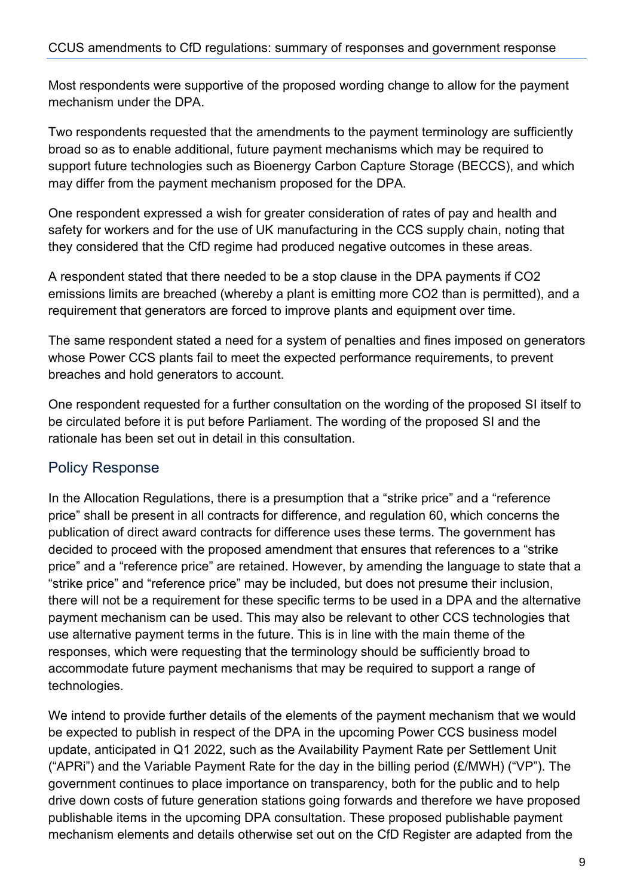Most respondents were supportive of the proposed wording change to allow for the payment mechanism under the DPA.

Two respondents requested that the amendments to the payment terminology are sufficiently broad so as to enable additional, future payment mechanisms which may be required to support future technologies such as Bioenergy Carbon Capture Storage (BECCS), and which may differ from the payment mechanism proposed for the DPA.

One respondent expressed a wish for greater consideration of rates of pay and health and safety for workers and for the use of UK manufacturing in the CCS supply chain, noting that they considered that the CfD regime had produced negative outcomes in these areas.

A respondent stated that there needed to be a stop clause in the DPA payments if $CO_2$ emissions limits are breached (whereby a plant is emitting more $CO_2$ than is permitted), and a requirement that generators are forced to improve plants and equipment over time.

The same respondent stated a need for a system of penalties and fines imposed on generators whose Power CCS plants fail to meet the expected performance requirements, to prevent breaches and hold generators to account.

One respondent requested for a further consultation on the wording of the proposed SI itself to be circulated before it is put before Parliament. The wording of the proposed SI and the rationale has been set out in detail in this consultation.

## Policy Response

In the Allocation Regulations, there is a presumption that a "strike price" and a "reference price" shall be present in all contracts for difference, and regulation 60, which concerns the publication of direct award contracts for difference uses these terms. The government has decided to proceed with the proposed amendment that ensures that references to a "strike price" and a "reference price" are retained. However, by amending the language to state that a "strike price" and "reference price" may be included, but does not presume their inclusion, there will not be a requirement for these specific terms to be used in a DPA and the alternative payment mechanism can be used. This may also be relevant to other CCS technologies that use alternative payment terms in the future. This is in line with the main theme of the responses, which were requesting that the terminology should be sufficiently broad to accommodate future payment mechanisms that may be required to support a range of technologies.

We intend to provide further details of the elements of the payment mechanism that we would be expected to publish in respect of the DPA in the upcoming Power CCS business model update, anticipated in Q1 2022, such as the Availability Payment Rate per Settlement Unit ("APRi") and the Variable Payment Rate for the day in the billing period (£/MWH) ("VP"). The government continues to place importance on transparency, both for the public and to help drive down costs of future generation stations going forwards and therefore we have proposed publishable items in the upcoming DPA consultation. These proposed publishable payment mechanism elements and details otherwise set out on the CfD Register are adapted from the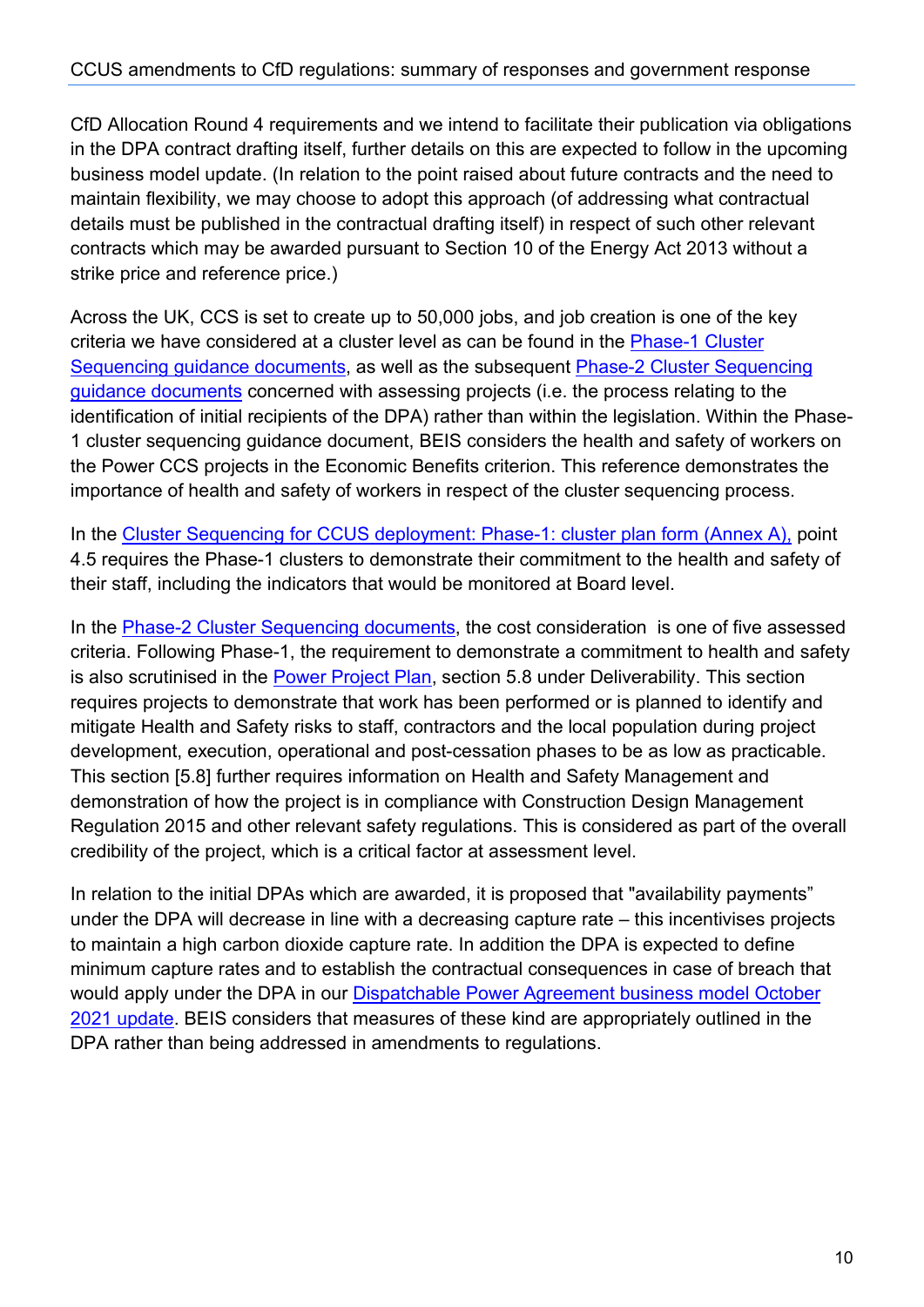CfD Allocation Round 4 requirements and we intend to facilitate their publication via obligations in the DPA contract drafting itself, further details on this are expected to follow in the upcoming business model update. (In relation to the point raised about future contracts and the need to maintain flexibility, we may choose to adopt this approach (of addressing what contractual details must be published in the contractual drafting itself) in respect of such other relevant contracts which may be awarded pursuant to Section 10 of the Energy Act 2013 without a strike price and reference price.)

Across the UK, CCS is set to create up to 50,000 jobs, and job creation is one of the key criteria we have considered at a cluster level as can be found in the Phase-1 Cluster Sequencing guidance documents, as well as the subsequent Phase-2 Cluster Sequencing guidance documents concerned with assessing projects (i.e. the process relating to the identification of initial recipients of the DPA) rather than within the legislation. Within the Phase-1 cluster sequencing guidance document, BEIS considers the health and safety of workers on the Power CCS projects in the Economic Benefits criterion. This reference demonstrates the importance of health and safety of workers in respect of the cluster sequencing process.

In the Cluster Sequencing for CCUS deployment: Phase-1: cluster plan form (Annex A), point 4.5 requires the Phase-1 clusters to demonstrate their commitment to the health and safety of their staff, including the indicators that would be monitored at Board level.

In the Phase-2 Cluster Sequencing documents, the cost consideration is one of five assessed criteria. Following Phase-1, the requirement to demonstrate a commitment to health and safety is also scrutinised in the Power Project Plan, section 5.8 under Deliverability. This section requires projects to demonstrate that work has been performed or is planned to identify and mitigate Health and Safety risks to staff, contractors and the local population during project development, execution, operational and post-cessation phases to be as low as practicable. This section [5.8] further requires information on Health and Safety Management and demonstration of how the project is in compliance with Construction Design Management Regulation 2015 and other relevant safety regulations. This is considered as part of the overall credibility of the project, which is a critical factor at assessment level.

In relation to the initial DPAs which are awarded, it is proposed that "availability payments" under the DPA will decrease in line with a decreasing capture rate – this incentivises projects to maintain a high carbon dioxide capture rate. In addition the DPA is expected to define minimum capture rates and to establish the contractual consequences in case of breach that would apply under the DPA in our Dispatchable Power Agreement business model October 2021 update. BEIS considers that measures of these kind are appropriately outlined in the DPA rather than being addressed in amendments to regulations.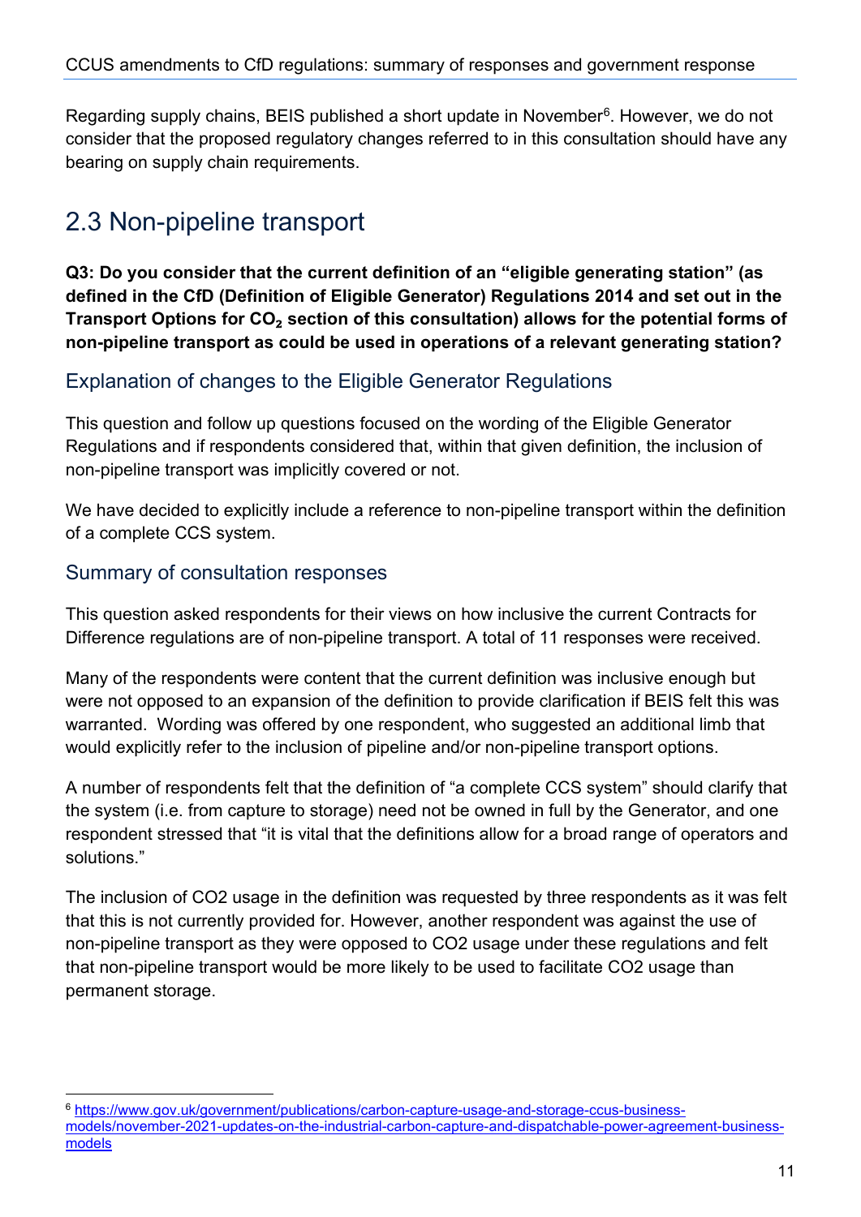Regarding supply chains, BEIS published a short update in November[6]. However, we do not consider that the proposed regulatory changes referred to in this consultation should have any bearing on supply chain requirements.

## 2.3 Non-pipeline transport

**Q3: Do you consider that the current definition of an "eligible generating station" (as defined in the CfD (Definition of Eligible Generator) Regulations 2014 and set out in the Transport Options for $CO_2$ section of this consultation) allows for the potential forms of non-pipeline transport as could be used in operations of a relevant generating station?**

### Explanation of changes to the Eligible Generator Regulations

This question and follow up questions focused on the wording of the Eligible Generator Regulations and if respondents considered that, within that given definition, the inclusion of non-pipeline transport was implicitly covered or not.

We have decided to explicitly include a reference to non-pipeline transport within the definition of a complete CCS system.

### Summary of consultation responses

This question asked respondents for their views on how inclusive the current Contracts for Difference regulations are of non-pipeline transport. A total of 11 responses were received.

Many of the respondents were content that the current definition was inclusive enough but were not opposed to an expansion of the definition to provide clarification if BEIS felt this was warranted. Wording was offered by one respondent, who suggested an additional limb that would explicitly refer to the inclusion of pipeline and/or non-pipeline transport options.

A number of respondents felt that the definition of "a complete CCS system" should clarify that the system (i.e. from capture to storage) need not be owned in full by the Generator, and one respondent stressed that "it is vital that the definitions allow for a broad range of operators and solutions."

The inclusion of CO2 usage in the definition was requested by three respondents as it was felt that this is not currently provided for. However, another respondent was against the use of non-pipeline transport as they were opposed to CO2 usage under these regulations and felt that non-pipeline transport would be more likely to be used to facilitate CO2 usage than permanent storage.

[6] https://www.gov.uk/government/publications/carbon-capture-usage-and-storage-ccus-business-models/november-2021-updates-on-the-industrial-carbon-capture-and-dispatchable-power-agreement-business-models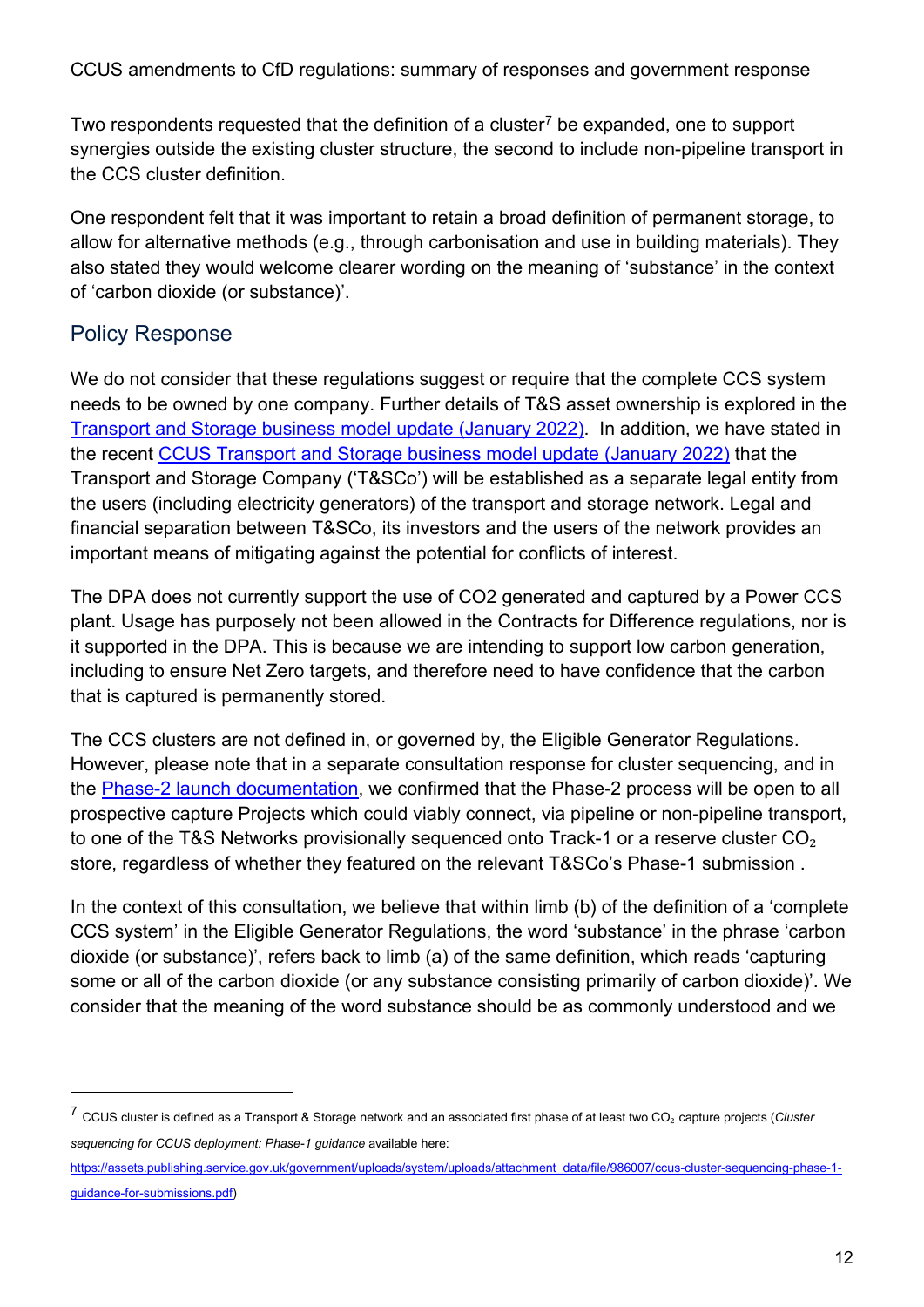Two respondents requested that the definition of a cluster[7] be expanded, one to support synergies outside the existing cluster structure, the second to include non-pipeline transport in the CCS cluster definition.

One respondent felt that it was important to retain a broad definition of permanent storage, to allow for alternative methods (e.g., through carbonisation and use in building materials). They also stated they would welcome clearer wording on the meaning of 'substance' in the context of 'carbon dioxide (or substance)'.

## Policy Response

We do not consider that these regulations suggest or require that the complete CCS system needs to be owned by one company. Further details of T&S asset ownership is explored in the [Transport and Storage business model update (January 2022)](). In addition, we have stated in the recent [CCUS Transport and Storage business model update (January 2022)]() that the Transport and Storage Company ('T&SCo') will be established as a separate legal entity from the users (including electricity generators) of the transport and storage network. Legal and financial separation between T&SCo, its investors and the users of the network provides an important means of mitigating against the potential for conflicts of interest.

The DPA does not currently support the use of CO2 generated and captured by a Power CCS plant. Usage has purposely not been allowed in the Contracts for Difference regulations, nor is it supported in the DPA. This is because we are intending to support low carbon generation, including to ensure Net Zero targets, and therefore need to have confidence that the carbon that is captured is permanently stored.

The CCS clusters are not defined in, or governed by, the Eligible Generator Regulations. However, please note that in a separate consultation response for cluster sequencing, and in the [Phase-2 launch documentation](), we confirmed that the Phase-2 process will be open to all prospective capture Projects which could viably connect, via pipeline or non-pipeline transport, to one of the T&S Networks provisionally sequenced onto Track-1 or a reserve cluster $CO_2$ store, regardless of whether they featured on the relevant T&SCo's Phase-1 submission .

In the context of this consultation, we believe that within limb (b) of the definition of a 'complete CCS system' in the Eligible Generator Regulations, the word 'substance' in the phrase 'carbon dioxide (or substance)', refers back to limb (a) of the same definition, which reads 'capturing some or all of the carbon dioxide (or any substance consisting primarily of carbon dioxide)'. We consider that the meaning of the word substance should be as commonly understood and we

---

[7] CCUS cluster is defined as a Transport & Storage network and an associated first phase of at least two $CO_2$ capture projects (*Cluster sequencing for CCUS deployment: Phase-1 guidance* available here: [https://assets.publishing.service.gov.uk/government/uploads/system/uploads/attachment_data/file/986007/ccus-cluster-sequencing-phase-1-guidance-for-submissions.pdf](https://assets.publishing.service.gov.uk/government/uploads/system/uploads/attachment_data/file/986007/ccus-cluster-sequencing-phase-1-guidance-for-submissions.pdf))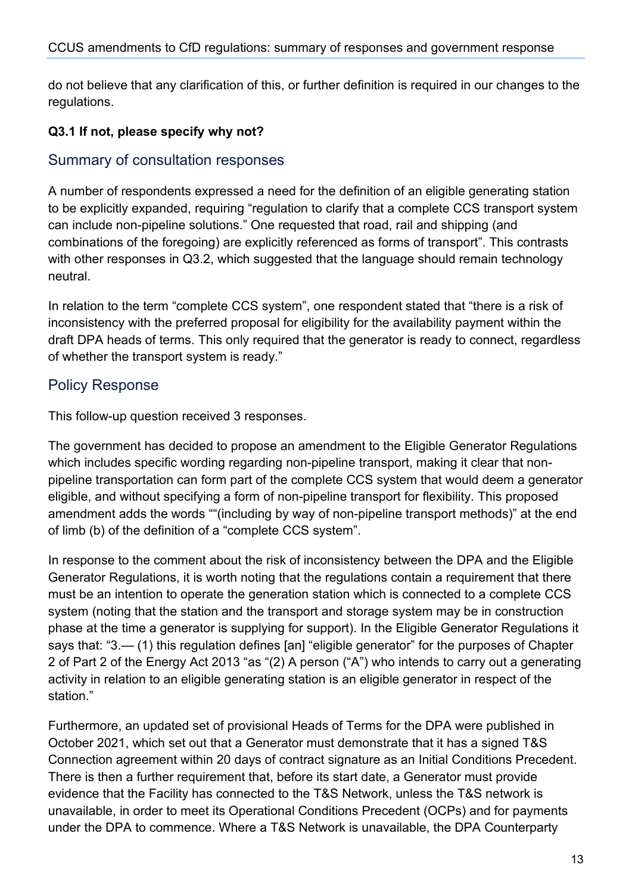do not believe that any clarification of this, or further definition is required in our changes to the regulations.

**Q3.1 If not, please specify why not?**

## Summary of consultation responses

A number of respondents expressed a need for the definition of an eligible generating station to be explicitly expanded, requiring "regulation to clarify that a complete CCS transport system can include non-pipeline solutions." One requested that road, rail and shipping (and combinations of the foregoing) are explicitly referenced as forms of transport". This contrasts with other responses in Q3.2, which suggested that the language should remain technology neutral.

In relation to the term "complete CCS system", one respondent stated that "there is a risk of inconsistency with the preferred proposal for eligibility for the availability payment within the draft DPA heads of terms. This only required that the generator is ready to connect, regardless of whether the transport system is ready."

## Policy Response

This follow-up question received 3 responses.

The government has decided to propose an amendment to the Eligible Generator Regulations which includes specific wording regarding non-pipeline transport, making it clear that non-pipeline transportation can form part of the complete CCS system that would deem a generator eligible, and without specifying a form of non-pipeline transport for flexibility. This proposed amendment adds the words ""(including by way of non-pipeline transport methods)" at the end of limb (b) of the definition of a "complete CCS system".

In response to the comment about the risk of inconsistency between the DPA and the Eligible Generator Regulations, it is worth noting that the regulations contain a requirement that there must be an intention to operate the generation station which is connected to a complete CCS system (noting that the station and the transport and storage system may be in construction phase at the time a generator is supplying for support). In the Eligible Generator Regulations it says that: "3.— (1) this regulation defines [an] "eligible generator" for the purposes of Chapter 2 of Part 2 of the Energy Act 2013 "as "(2) A person ("A") who intends to carry out a generating activity in relation to an eligible generating station is an eligible generator in respect of the station."

Furthermore, an updated set of provisional Heads of Terms for the DPA were published in October 2021, which set out that a Generator must demonstrate that it has a signed T&S Connection agreement within 20 days of contract signature as an Initial Conditions Precedent. There is then a further requirement that, before its start date, a Generator must provide evidence that the Facility has connected to the T&S Network, unless the T&S network is unavailable, in order to meet its Operational Conditions Precedent (OCPs) and for payments under the DPA to commence. Where a T&S Network is unavailable, the DPA Counterparty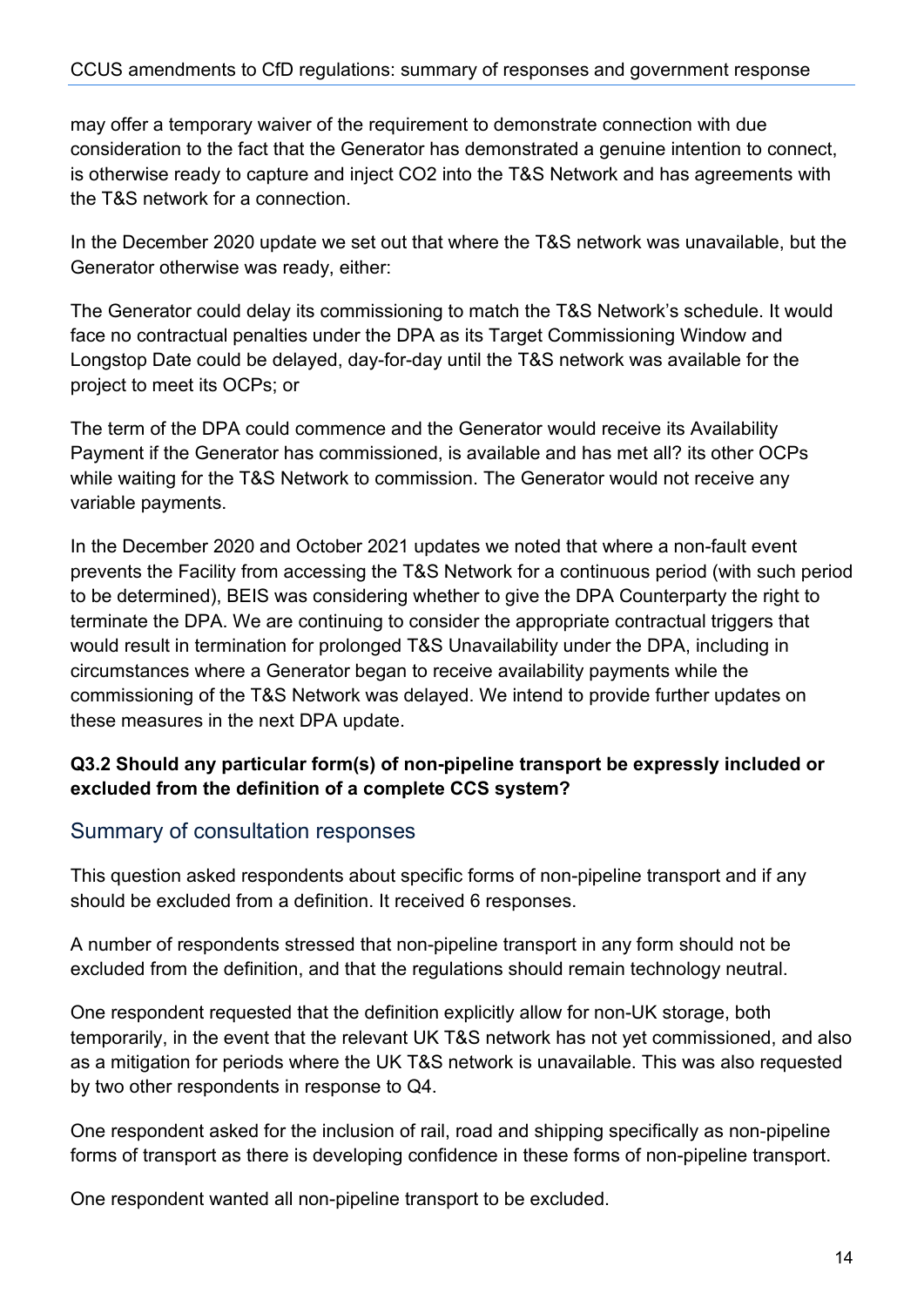may offer a temporary waiver of the requirement to demonstrate connection with due consideration to the fact that the Generator has demonstrated a genuine intention to connect, is otherwise ready to capture and inject CO2 into the T&S Network and has agreements with the T&S network for a connection.

In the December 2020 update we set out that where the T&S network was unavailable, but the Generator otherwise was ready, either:

The Generator could delay its commissioning to match the T&S Network's schedule. It would face no contractual penalties under the DPA as its Target Commissioning Window and Longstop Date could be delayed, day-for-day until the T&S network was available for the project to meet its OCPs; or

The term of the DPA could commence and the Generator would receive its Availability Payment if the Generator has commissioned, is available and has met all? its other OCPs while waiting for the T&S Network to commission. The Generator would not receive any variable payments.

In the December 2020 and October 2021 updates we noted that where a non-fault event prevents the Facility from accessing the T&S Network for a continuous period (with such period to be determined), BEIS was considering whether to give the DPA Counterparty the right to terminate the DPA. We are continuing to consider the appropriate contractual triggers that would result in termination for prolonged T&S Unavailability under the DPA, including in circumstances where a Generator began to receive availability payments while the commissioning of the T&S Network was delayed. We intend to provide further updates on these measures in the next DPA update.

**Q3.2 Should any particular form(s) of non-pipeline transport be expressly included or excluded from the definition of a complete CCS system?**

## Summary of consultation responses

This question asked respondents about specific forms of non-pipeline transport and if any should be excluded from a definition. It received 6 responses.

A number of respondents stressed that non-pipeline transport in any form should not be excluded from the definition, and that the regulations should remain technology neutral.

One respondent requested that the definition explicitly allow for non-UK storage, both temporarily, in the event that the relevant UK T&S network has not yet commissioned, and also as a mitigation for periods where the UK T&S network is unavailable. This was also requested by two other respondents in response to Q4.

One respondent asked for the inclusion of rail, road and shipping specifically as non-pipeline forms of transport as there is developing confidence in these forms of non-pipeline transport.

One respondent wanted all non-pipeline transport to be excluded.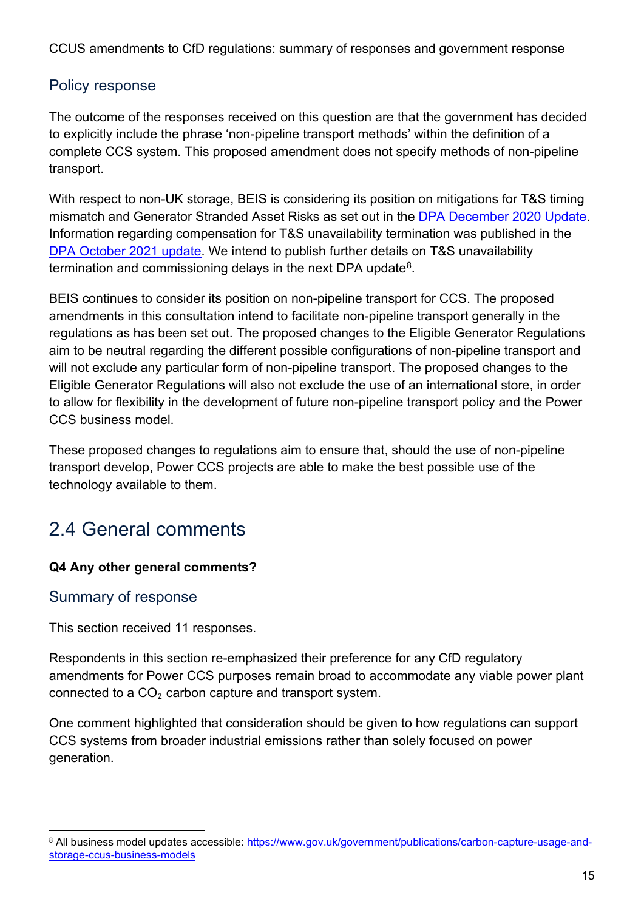### Policy response

The outcome of the responses received on this question are that the government has decided to explicitly include the phrase 'non-pipeline transport methods' within the definition of a complete CCS system. This proposed amendment does not specify methods of non-pipeline transport.

With respect to non-UK storage, BEIS is considering its position on mitigations for T&S timing mismatch and Generator Stranded Asset Risks as set out in the [DPA December 2020 Update](). Information regarding compensation for T&S unavailability termination was published in the [DPA October 2021 update](). We intend to publish further details on T&S unavailability termination and commissioning delays in the next DPA update[8].

BEIS continues to consider its position on non-pipeline transport for CCS. The proposed amendments in this consultation intend to facilitate non-pipeline transport generally in the regulations as has been set out. The proposed changes to the Eligible Generator Regulations aim to be neutral regarding the different possible configurations of non-pipeline transport and will not exclude any particular form of non-pipeline transport. The proposed changes to the Eligible Generator Regulations will also not exclude the use of an international store, in order to allow for flexibility in the development of future non-pipeline transport policy and the Power CCS business model.

These proposed changes to regulations aim to ensure that, should the use of non-pipeline transport develop, Power CCS projects are able to make the best possible use of the technology available to them.

## 2.4 General comments

**Q4 Any other general comments?**

### Summary of response

This section received 11 responses.

Respondents in this section re-emphasized their preference for any CfD regulatory amendments for Power CCS purposes remain broad to accommodate any viable power plant connected to a $CO_2$ carbon capture and transport system.

One comment highlighted that consideration should be given to how regulations can support CCS systems from broader industrial emissions rather than solely focused on power generation.

---

[8] All business model updates accessible: https://www.gov.uk/government/publications/carbon-capture-usage-and-storage-ccus-business-models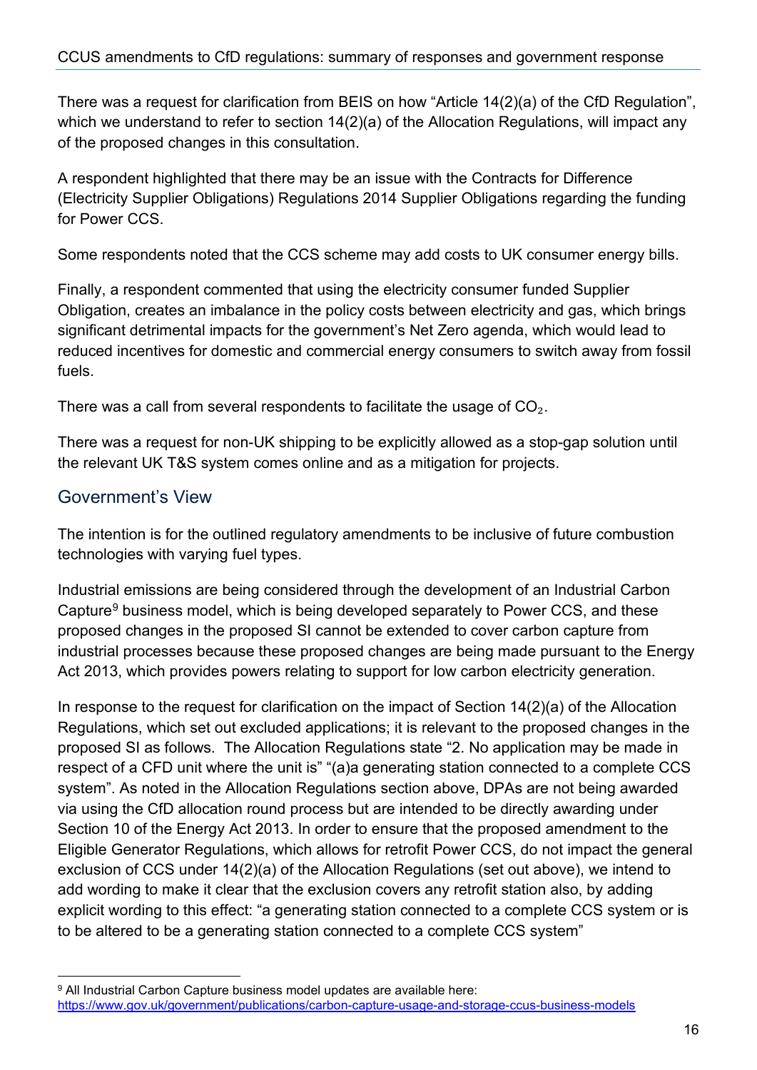There was a request for clarification from BEIS on how "Article 14(2)(a) of the CfD Regulation", which we understand to refer to section 14(2)(a) of the Allocation Regulations, will impact any of the proposed changes in this consultation.

A respondent highlighted that there may be an issue with the Contracts for Difference (Electricity Supplier Obligations) Regulations 2014 Supplier Obligations regarding the funding for Power CCS.

Some respondents noted that the CCS scheme may add costs to UK consumer energy bills.

Finally, a respondent commented that using the electricity consumer funded Supplier Obligation, creates an imbalance in the policy costs between electricity and gas, which brings significant detrimental impacts for the government's Net Zero agenda, which would lead to reduced incentives for domestic and commercial energy consumers to switch away from fossil fuels.

There was a call from several respondents to facilitate the usage of $CO_2$.

There was a request for non-UK shipping to be explicitly allowed as a stop-gap solution until the relevant UK T&S system comes online and as a mitigation for projects.

## Government's View

The intention is for the outlined regulatory amendments to be inclusive of future combustion technologies with varying fuel types.

Industrial emissions are being considered through the development of an Industrial Carbon Capture[9] business model, which is being developed separately to Power CCS, and these proposed changes in the proposed SI cannot be extended to cover carbon capture from industrial processes because these proposed changes are being made pursuant to the Energy Act 2013, which provides powers relating to support for low carbon electricity generation.

In response to the request for clarification on the impact of Section 14(2)(a) of the Allocation Regulations, which set out excluded applications; it is relevant to the proposed changes in the proposed SI as follows. The Allocation Regulations state "2. No application may be made in respect of a CFD unit where the unit is" "(a)a generating station connected to a complete CCS system". As noted in the Allocation Regulations section above, DPAs are not being awarded via using the CfD allocation round process but are intended to be directly awarding under Section 10 of the Energy Act 2013. In order to ensure that the proposed amendment to the Eligible Generator Regulations, which allows for retrofit Power CCS, do not impact the general exclusion of CCS under 14(2)(a) of the Allocation Regulations (set out above), we intend to add wording to make it clear that the exclusion covers any retrofit station also, by adding explicit wording to this effect: "a generating station connected to a complete CCS system or is to be altered to be a generating station connected to a complete CCS system"

---

[9] All Industrial Carbon Capture business model updates are available here: https://www.gov.uk/government/publications/carbon-capture-usage-and-storage-ccus-business-models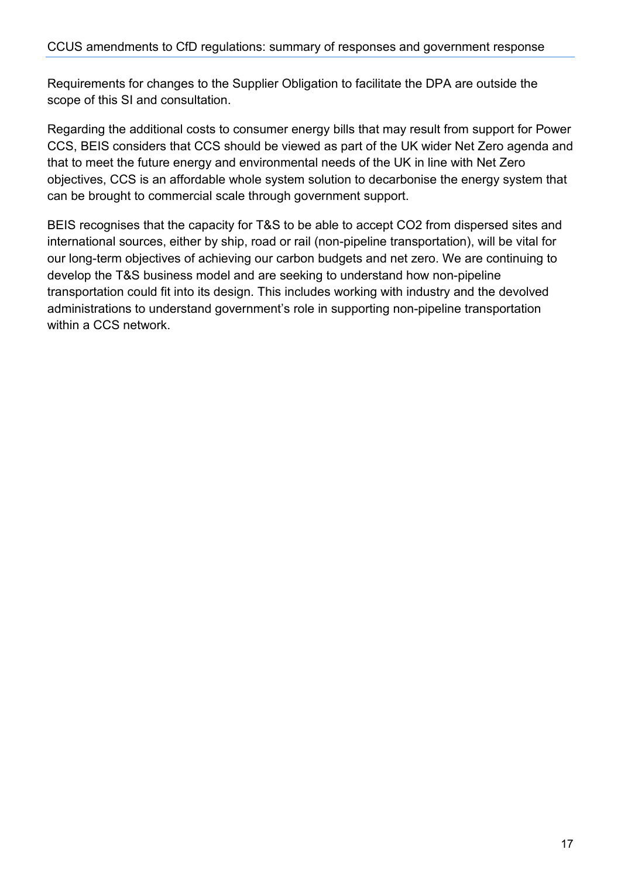Requirements for changes to the Supplier Obligation to facilitate the DPA are outside the scope of this SI and consultation.

Regarding the additional costs to consumer energy bills that may result from support for Power CCS, BEIS considers that CCS should be viewed as part of the UK wider Net Zero agenda and that to meet the future energy and environmental needs of the UK in line with Net Zero objectives, CCS is an affordable whole system solution to decarbonise the energy system that can be brought to commercial scale through government support.

BEIS recognises that the capacity for T&S to be able to accept $CO_2$ from dispersed sites and international sources, either by ship, road or rail (non-pipeline transportation), will be vital for our long-term objectives of achieving our carbon budgets and net zero. We are continuing to develop the T&S business model and are seeking to understand how non-pipeline transportation could fit into its design. This includes working with industry and the devolved administrations to understand government's role in supporting non-pipeline transportation within a CCS network.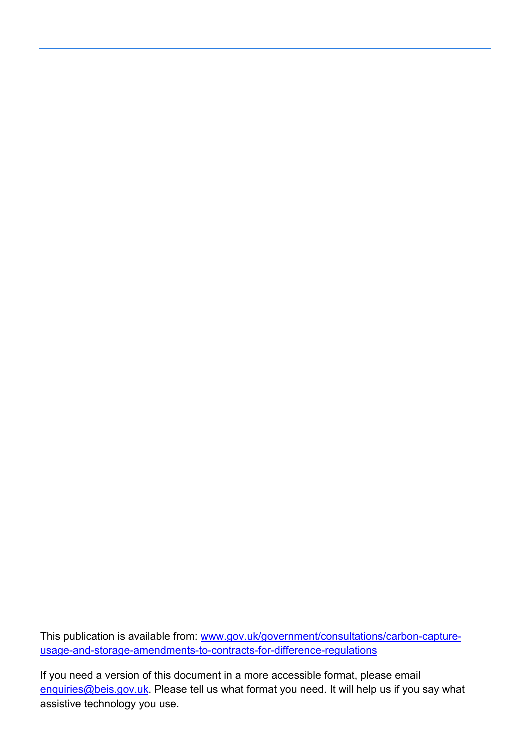This publication is available from: [www.gov.uk/government/consultations/carbon-capture-usage-and-storage-amendments-to-contracts-for-difference-regulations](www.gov.uk/government/consultations/carbon-capture-usage-and-storage-amendments-to-contracts-for-difference-regulations)

If you need a version of this document in a more accessible format, please email [enquiries@beis.gov.uk](mailto:enquiries@beis.gov.uk). Please tell us what format you need. It will help us if you say what assistive technology you use.